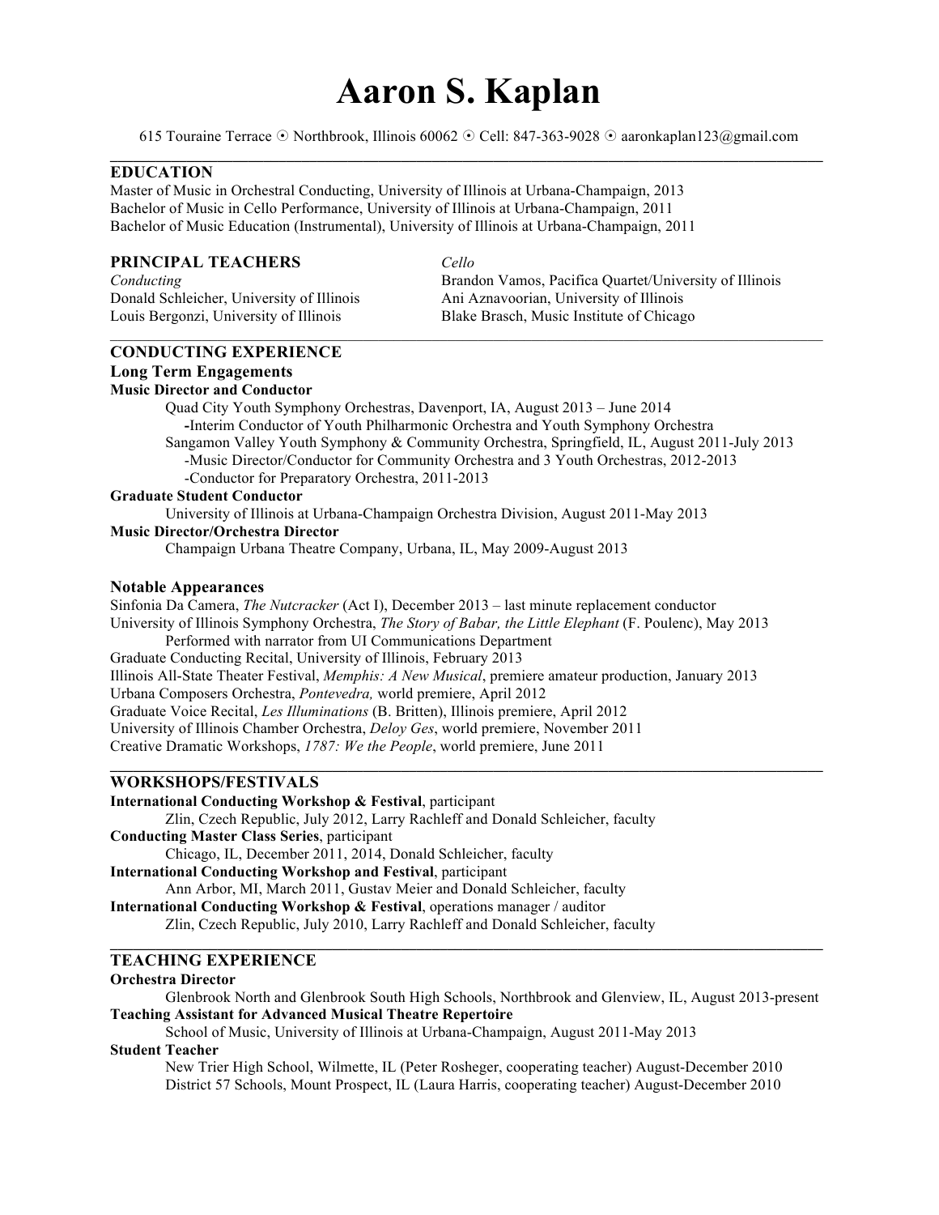# Aaron S. Kaplan

615 Touraine Terrace ☉ Northbrook, Illinois 60062 ☉ Cell: 847-363-9028 ☉ aaronkaplan123@gmail.com

## EDUCATION

Master of Music in Orchestral Conducting, University of Illinois at Urbana-Champaign, 2013
Bachelor of Music in Cello Performance, University of Illinois at Urbana-Champaign, 2011
Bachelor of Music Education (Instrumental), University of Illinois at Urbana-Champaign, 2011

## PRINCIPAL TEACHERS

*Conducting*
Donald Schleicher, University of Illinois
Louis Bergonzi, University of Illinois

*Cello*
Brandon Vamos, Pacifica Quartet/University of Illinois
Ani Aznavoorian, University of Illinois
Blake Brasch, Music Institute of Chicago

## CONDUCTING EXPERIENCE

### Long Term Engagements

**Music Director and Conductor**

Quad City Youth Symphony Orchestras, Davenport, IA, August 2013 – June 2014
- Interim Conductor of Youth Philharmonic Orchestra and Youth Symphony Orchestra

Sangamon Valley Youth Symphony & Community Orchestra, Springfield, IL, August 2011-July 2013
- Music Director/Conductor for Community Orchestra and 3 Youth Orchestras, 2012-2013
- Conductor for Preparatory Orchestra, 2011-2013

**Graduate Student Conductor**

University of Illinois at Urbana-Champaign Orchestra Division, August 2011-May 2013

**Music Director/Orchestra Director**

Champaign Urbana Theatre Company, Urbana, IL, May 2009-August 2013

### Notable Appearances

Sinfonia Da Camera, *The Nutcracker* (Act I), December 2013 – last minute replacement conductor
University of Illinois Symphony Orchestra, *The Story of Babar, the Little Elephant* (F. Poulenc), May 2013
Performed with narrator from UI Communications Department
Graduate Conducting Recital, University of Illinois, February 2013
Illinois All-State Theater Festival, *Memphis: A New Musical*, premiere amateur production, January 2013
Urbana Composers Orchestra, *Pontevedra,* world premiere, April 2012
Graduate Voice Recital, *Les Illuminations* (B. Britten), Illinois premiere, April 2012
University of Illinois Chamber Orchestra, *Deloy Ges*, world premiere, November 2011
Creative Dramatic Workshops, *1787: We the People*, world premiere, June 2011

## WORKSHOPS/FESTIVALS

**International Conducting Workshop & Festival**, participant
Zlin, Czech Republic, July 2012, Larry Rachleff and Donald Schleicher, faculty

**Conducting Master Class Series**, participant
Chicago, IL, December 2011, 2014, Donald Schleicher, faculty

**International Conducting Workshop and Festival**, participant
Ann Arbor, MI, March 2011, Gustav Meier and Donald Schleicher, faculty

**International Conducting Workshop & Festival**, operations manager / auditor
Zlin, Czech Republic, July 2010, Larry Rachleff and Donald Schleicher, faculty

## TEACHING EXPERIENCE

**Orchestra Director**

Glenbrook North and Glenbrook South High Schools, Northbrook and Glenview, IL, August 2013-present

**Teaching Assistant for Advanced Musical Theatre Repertoire**

School of Music, University of Illinois at Urbana-Champaign, August 2011-May 2013

**Student Teacher**

New Trier High School, Wilmette, IL (Peter Rosheger, cooperating teacher) August-December 2010
District 57 Schools, Mount Prospect, IL (Laura Harris, cooperating teacher) August-December 2010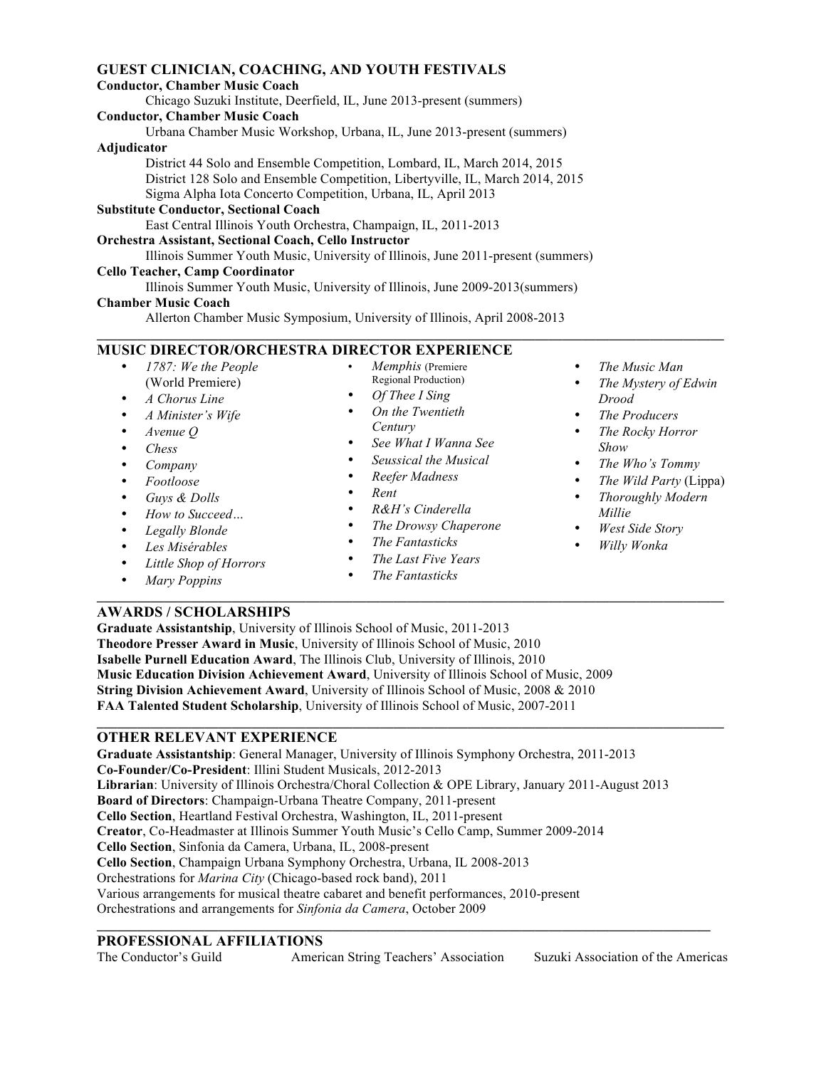## GUEST CLINICIAN, COACHING, AND YOUTH FESTIVALS

**Conductor, Chamber Music Coach**
Chicago Suzuki Institute, Deerfield, IL, June 2013-present (summers)

**Conductor, Chamber Music Coach**
Urbana Chamber Music Workshop, Urbana, IL, June 2013-present (summers)

**Adjudicator**
District 44 Solo and Ensemble Competition, Lombard, IL, March 2014, 2015
District 128 Solo and Ensemble Competition, Libertyville, IL, March 2014, 2015
Sigma Alpha Iota Concerto Competition, Urbana, IL, April 2013

**Substitute Conductor, Sectional Coach**
East Central Illinois Youth Orchestra, Champaign, IL, 2011-2013

**Orchestra Assistant, Sectional Coach, Cello Instructor**
Illinois Summer Youth Music, University of Illinois, June 2011-present (summers)

**Cello Teacher, Camp Coordinator**
Illinois Summer Youth Music, University of Illinois, June 2009-2013(summers)

**Chamber Music Coach**
Allerton Chamber Music Symposium, University of Illinois, April 2008-2013

## MUSIC DIRECTOR/ORCHESTRA DIRECTOR EXPERIENCE

- *1787: We the People* (World Premiere)
- *A Chorus Line*
- *A Minister's Wife*
- *Avenue Q*
- *Chess*
- *Company*
- *Footloose*
- *Guys & Dolls*
- *How to Succeed…*
- *Legally Blonde*
- *Les Misérables*
- *Little Shop of Horrors*
- *Mary Poppins*
- *Memphis* (Premiere Regional Production)
- *Of Thee I Sing*
- *On the Twentieth Century*
- *See What I Wanna See*
- *Seussical the Musical*
- *Reefer Madness*
- *Rent*
- *R&H's Cinderella*
- *The Drowsy Chaperone*
- *The Fantasticks*
- *The Last Five Years*
- *The Fantasticks*
- *The Music Man*
- *The Mystery of Edwin Drood*
- *The Producers*
- *The Rocky Horror Show*
- *The Who's Tommy*
- *The Wild Party* (Lippa)
- *Thoroughly Modern Millie*
- *West Side Story*
- *Willy Wonka*

## AWARDS / SCHOLARSHIPS

**Graduate Assistantship**, University of Illinois School of Music, 2011-2013
**Theodore Presser Award in Music**, University of Illinois School of Music, 2010
**Isabelle Purnell Education Award**, The Illinois Club, University of Illinois, 2010
**Music Education Division Achievement Award**, University of Illinois School of Music, 2009
**String Division Achievement Award**, University of Illinois School of Music, 2008 & 2010
**FAA Talented Student Scholarship**, University of Illinois School of Music, 2007-2011

## OTHER RELEVANT EXPERIENCE

**Graduate Assistantship**: General Manager, University of Illinois Symphony Orchestra, 2011-2013
**Co-Founder/Co-President**: Illini Student Musicals, 2012-2013
**Librarian**: University of Illinois Orchestra/Choral Collection & OPE Library, January 2011-August 2013
**Board of Directors**: Champaign-Urbana Theatre Company, 2011-present
**Cello Section**, Heartland Festival Orchestra, Washington, IL, 2011-present
**Creator**, Co-Headmaster at Illinois Summer Youth Music's Cello Camp, Summer 2009-2014
**Cello Section**, Sinfonia da Camera, Urbana, IL, 2008-present
**Cello Section**, Champaign Urbana Symphony Orchestra, Urbana, IL 2008-2013
Orchestrations for *Marina City* (Chicago-based rock band), 2011
Various arrangements for musical theatre cabaret and benefit performances, 2010-present
Orchestrations and arrangements for *Sinfonia da Camera*, October 2009

## PROFESSIONAL AFFILIATIONS

The Conductor's Guild    American String Teachers' Association    Suzuki Association of the Americas